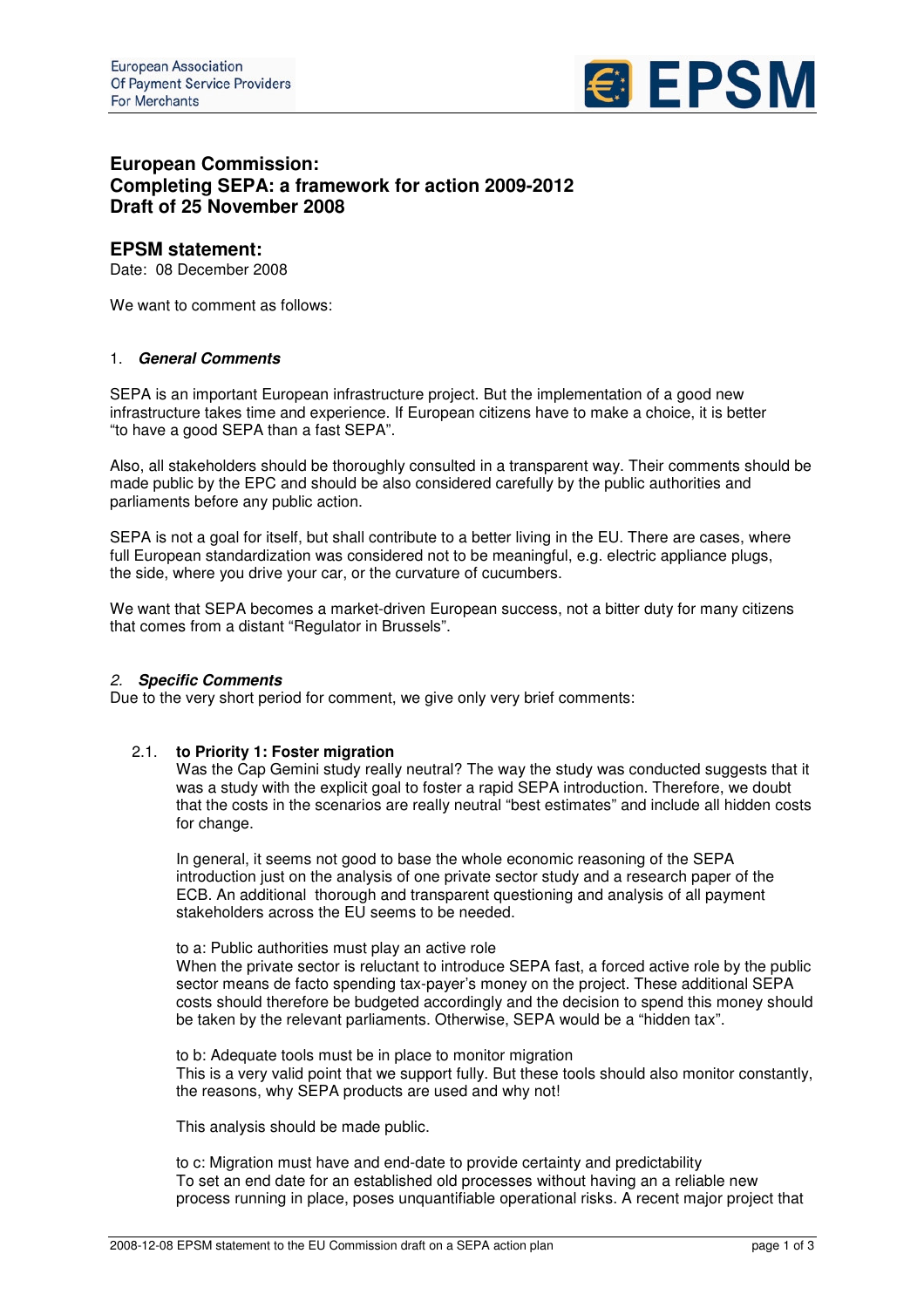European Association
Of Payment Service Providers
For Merchants

EPSM

## European Commission:
## Completing SEPA: a framework for action 2009-2012
## Draft of 25 November 2008

## EPSM statement:

Date: 08 December 2008

We want to comment as follows:

### 1. ***General Comments***

SEPA is an important European infrastructure project. But the implementation of a good new infrastructure takes time and experience. If European citizens have to make a choice, it is better "to have a good SEPA than a fast SEPA".

Also, all stakeholders should be thoroughly consulted in a transparent way. Their comments should be made public by the EPC and should be also considered carefully by the public authorities and parliaments before any public action.

SEPA is not a goal for itself, but shall contribute to a better living in the EU. There are cases, where full European standardization was considered not to be meaningful, e.g. electric appliance plugs, the side, where you drive your car, or the curvature of cucumbers.

We want that SEPA becomes a market-driven European success, not a bitter duty for many citizens that comes from a distant "Regulator in Brussels".

### *2. **Specific Comments***

Due to the very short period for comment, we give only very brief comments:

#### 2.1. **to Priority 1: Foster migration**

Was the Cap Gemini study really neutral? The way the study was conducted suggests that it was a study with the explicit goal to foster a rapid SEPA introduction. Therefore, we doubt that the costs in the scenarios are really neutral "best estimates" and include all hidden costs for change.

In general, it seems not good to base the whole economic reasoning of the SEPA introduction just on the analysis of one private sector study and a research paper of the ECB. An additional thorough and transparent questioning and analysis of all payment stakeholders across the EU seems to be needed.

to a: Public authorities must play an active role
When the private sector is reluctant to introduce SEPA fast, a forced active role by the public sector means de facto spending tax-payer's money on the project. These additional SEPA costs should therefore be budgeted accordingly and the decision to spend this money should be taken by the relevant parliaments. Otherwise, SEPA would be a "hidden tax".

to b: Adequate tools must be in place to monitor migration
This is a very valid point that we support fully. But these tools should also monitor constantly, the reasons, why SEPA products are used and why not!

This analysis should be made public.

to c: Migration must have and end-date to provide certainty and predictability
To set an end date for an established old processes without having an a reliable new process running in place, poses unquantifiable operational risks. A recent major project that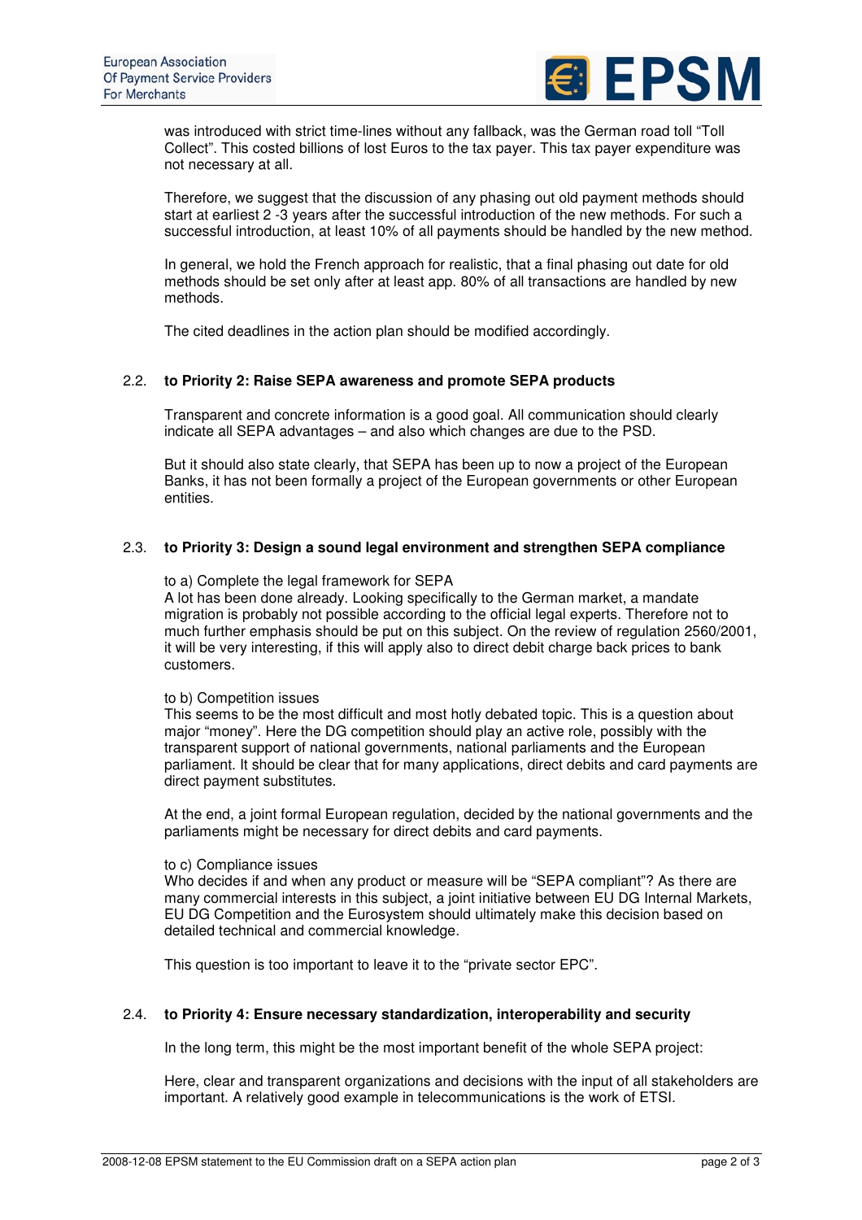was introduced with strict time-lines without any fallback, was the German road toll "Toll Collect". This costed billions of lost Euros to the tax payer. This tax payer expenditure was not necessary at all.

Therefore, we suggest that the discussion of any phasing out old payment methods should start at earliest 2 -3 years after the successful introduction of the new methods. For such a successful introduction, at least 10% of all payments should be handled by the new method.

In general, we hold the French approach for realistic, that a final phasing out date for old methods should be set only after at least app. 80% of all transactions are handled by new methods.

The cited deadlines in the action plan should be modified accordingly.

### 2.2. to Priority 2: Raise SEPA awareness and promote SEPA products

Transparent and concrete information is a good goal. All communication should clearly indicate all SEPA advantages – and also which changes are due to the PSD.

But it should also state clearly, that SEPA has been up to now a project of the European Banks, it has not been formally a project of the European governments or other European entities.

### 2.3. to Priority 3: Design a sound legal environment and strengthen SEPA compliance

to a) Complete the legal framework for SEPA
A lot has been done already. Looking specifically to the German market, a mandate migration is probably not possible according to the official legal experts. Therefore not to much further emphasis should be put on this subject. On the review of regulation 2560/2001, it will be very interesting, if this will apply also to direct debit charge back prices to bank customers.

to b) Competition issues
This seems to be the most difficult and most hotly debated topic. This is a question about major "money". Here the DG competition should play an active role, possibly with the transparent support of national governments, national parliaments and the European parliament. It should be clear that for many applications, direct debits and card payments are direct payment substitutes.

At the end, a joint formal European regulation, decided by the national governments and the parliaments might be necessary for direct debits and card payments.

to c) Compliance issues
Who decides if and when any product or measure will be "SEPA compliant"? As there are many commercial interests in this subject, a joint initiative between EU DG Internal Markets, EU DG Competition and the Eurosystem should ultimately make this decision based on detailed technical and commercial knowledge.

This question is too important to leave it to the "private sector EPC".

### 2.4. to Priority 4: Ensure necessary standardization, interoperability and security

In the long term, this might be the most important benefit of the whole SEPA project:

Here, clear and transparent organizations and decisions with the input of all stakeholders are important. A relatively good example in telecommunications is the work of ETSI.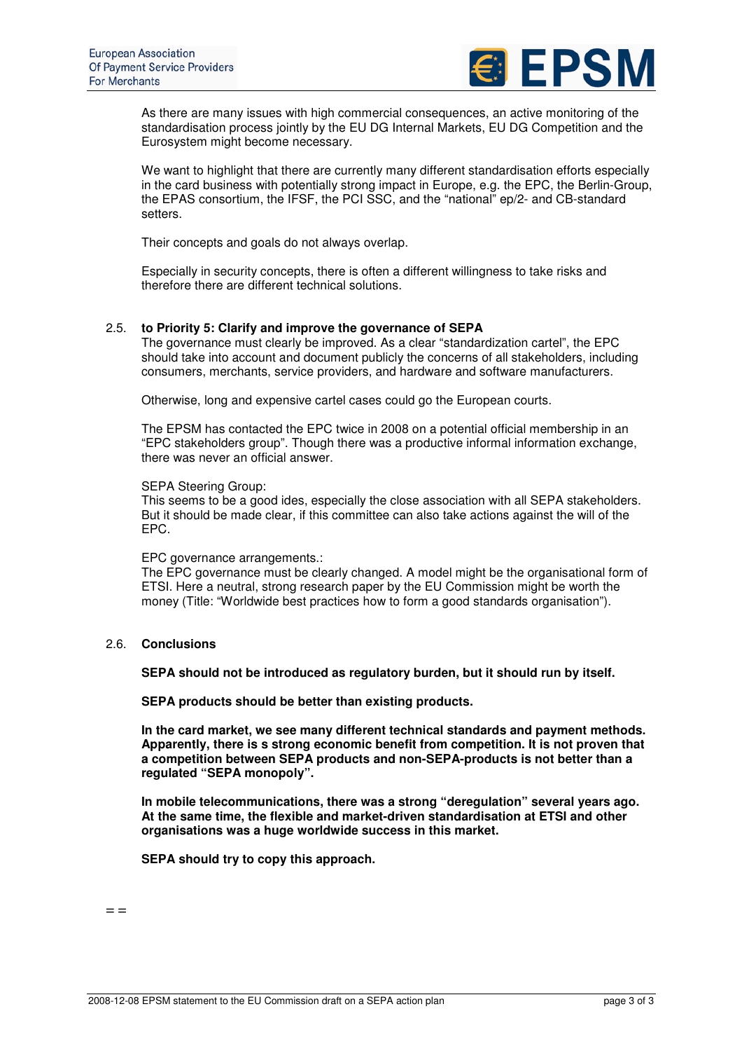As there are many issues with high commercial consequences, an active monitoring of the standardisation process jointly by the EU DG Internal Markets, EU DG Competition and the Eurosystem might become necessary.

We want to highlight that there are currently many different standardisation efforts especially in the card business with potentially strong impact in Europe, e.g. the EPC, the Berlin-Group, the EPAS consortium, the IFSF, the PCI SSC, and the "national" ep/2- and CB-standard setters.

Their concepts and goals do not always overlap.

Especially in security concepts, there is often a different willingness to take risks and therefore there are different technical solutions.

### 2.5. to Priority 5: Clarify and improve the governance of SEPA

The governance must clearly be improved. As a clear "standardization cartel", the EPC should take into account and document publicly the concerns of all stakeholders, including consumers, merchants, service providers, and hardware and software manufacturers.

Otherwise, long and expensive cartel cases could go the European courts.

The EPSM has contacted the EPC twice in 2008 on a potential official membership in an "EPC stakeholders group". Though there was a productive informal information exchange, there was never an official answer.

SEPA Steering Group:
This seems to be a good ides, especially the close association with all SEPA stakeholders. But it should be made clear, if this committee can also take actions against the will of the EPC.

EPC governance arrangements.:
The EPC governance must be clearly changed. A model might be the organisational form of ETSI. Here a neutral, strong research paper by the EU Commission might be worth the money (Title: "Worldwide best practices how to form a good standards organisation").

### 2.6. Conclusions

**SEPA should not be introduced as regulatory burden, but it should run by itself.**

**SEPA products should be better than existing products.**

**In the card market, we see many different technical standards and payment methods. Apparently, there is s strong economic benefit from competition. It is not proven that a competition between SEPA products and non-SEPA-products is not better than a regulated "SEPA monopoly".**

**In mobile telecommunications, there was a strong "deregulation" several years ago. At the same time, the flexible and market-driven standardisation at ETSI and other organisations was a huge worldwide success in this market.**

**SEPA should try to copy this approach.**

= =